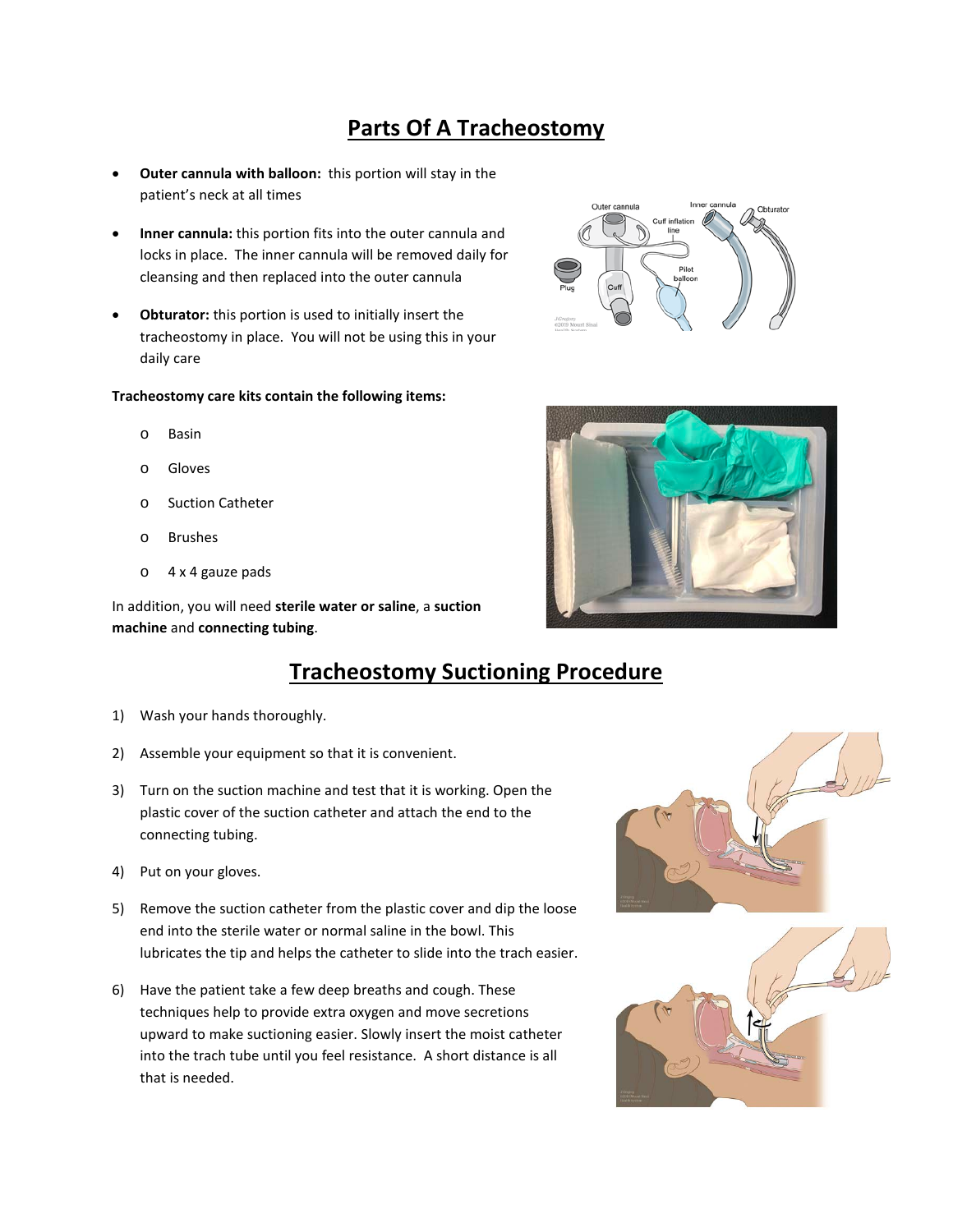# Parts Of A Tracheostomy

- **Outer cannula with balloon:** this portion will stay in the patient's neck at all times
- **Inner cannula:** this portion fits into the outer cannula and locks in place. The inner cannula will be removed daily for cleansing and then replaced into the outer cannula
- **Obturator:** this portion is used to initially insert the tracheostomy in place. You will not be using this in your daily care

**Tracheostomy care kits contain the following items:**

- Basin
- Gloves
- Suction Catheter
- Brushes
- 4 x 4 gauze pads

In addition, you will need **sterile water or saline**, a **suction machine** and **connecting tubing**.

# Tracheostomy Suctioning Procedure

1) Wash your hands thoroughly.
2) Assemble your equipment so that it is convenient.
3) Turn on the suction machine and test that it is working. Open the plastic cover of the suction catheter and attach the end to the connecting tubing.
4) Put on your gloves.
5) Remove the suction catheter from the plastic cover and dip the loose end into the sterile water or normal saline in the bowl. This lubricates the tip and helps the catheter to slide into the trach easier.
6) Have the patient take a few deep breaths and cough. These techniques help to provide extra oxygen and move secretions upward to make suctioning easier. Slowly insert the moist catheter into the trach tube until you feel resistance. A short distance is all that is needed.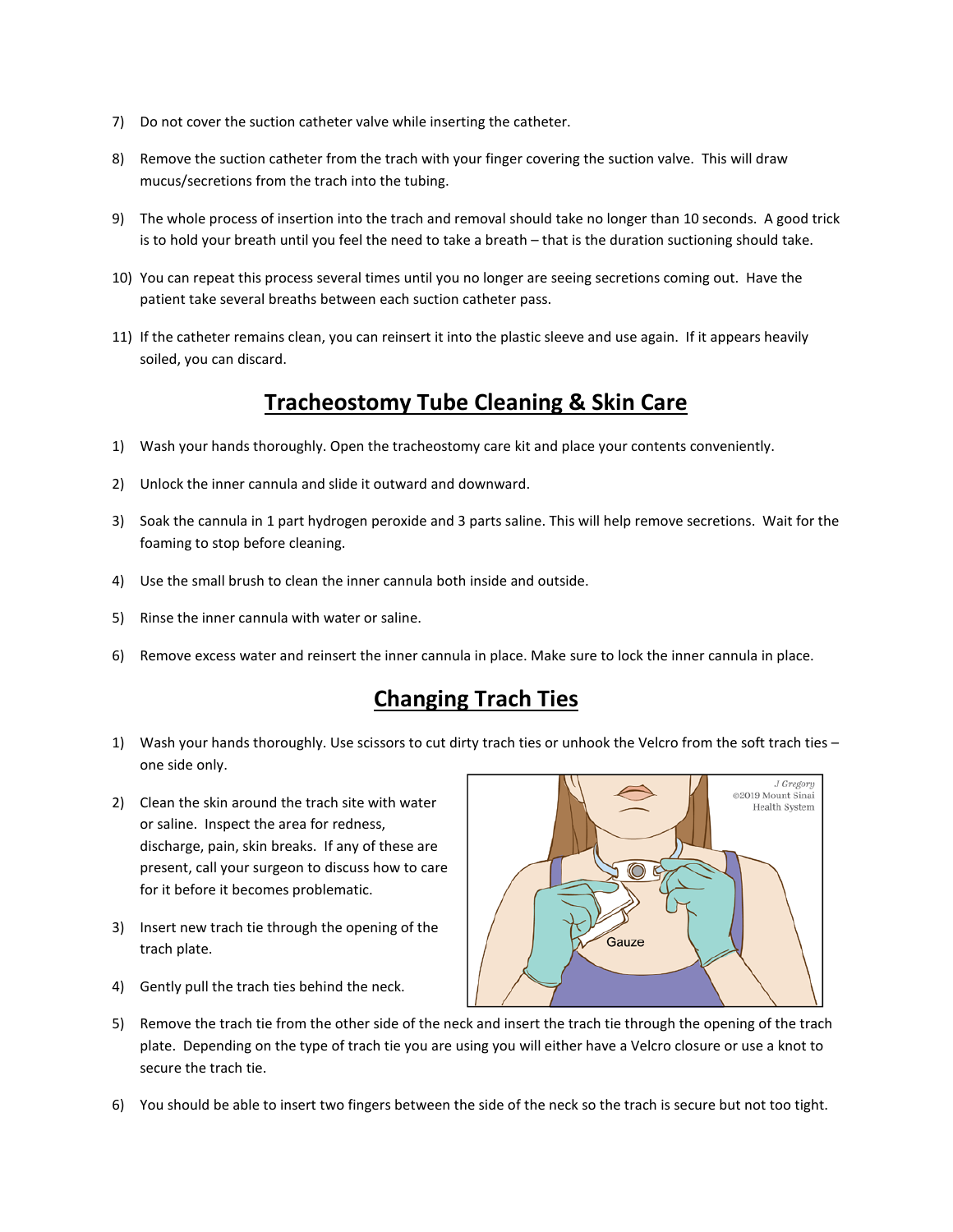7) Do not cover the suction catheter valve while inserting the catheter.

8) Remove the suction catheter from the trach with your finger covering the suction valve. This will draw mucus/secretions from the trach into the tubing.

9) The whole process of insertion into the trach and removal should take no longer than 10 seconds. A good trick is to hold your breath until you feel the need to take a breath – that is the duration suctioning should take.

10) You can repeat this process several times until you no longer are seeing secretions coming out. Have the patient take several breaths between each suction catheter pass.

11) If the catheter remains clean, you can reinsert it into the plastic sleeve and use again. If it appears heavily soiled, you can discard.

## Tracheostomy Tube Cleaning & Skin Care

1) Wash your hands thoroughly. Open the tracheostomy care kit and place your contents conveniently.

2) Unlock the inner cannula and slide it outward and downward.

3) Soak the cannula in 1 part hydrogen peroxide and 3 parts saline. This will help remove secretions. Wait for the foaming to stop before cleaning.

4) Use the small brush to clean the inner cannula both inside and outside.

5) Rinse the inner cannula with water or saline.

6) Remove excess water and reinsert the inner cannula in place. Make sure to lock the inner cannula in place.

## Changing Trach Ties

1) Wash your hands thoroughly. Use scissors to cut dirty trach ties or unhook the Velcro from the soft trach ties – one side only.

2) Clean the skin around the trach site with water or saline. Inspect the area for redness, discharge, pain, skin breaks. If any of these are present, call your surgeon to discuss how to care for it before it becomes problematic.

3) Insert new trach tie through the opening of the trach plate.

4) Gently pull the trach ties behind the neck.

5) Remove the trach tie from the other side of the neck and insert the trach tie through the opening of the trach plate. Depending on the type of trach tie you are using you will either have a Velcro closure or use a knot to secure the trach tie.

6) You should be able to insert two fingers between the side of the neck so the trach is secure but not too tight.